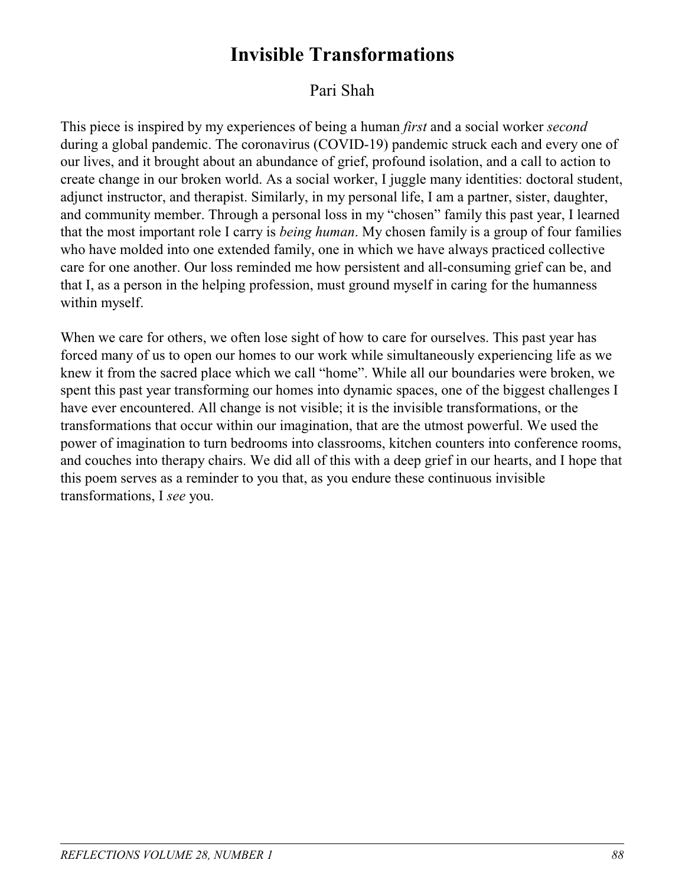# Invisible Transformations

Pari Shah

This piece is inspired by my experiences of being a human *first* and a social worker *second* during a global pandemic. The coronavirus (COVID-19) pandemic struck each and every one of our lives, and it brought about an abundance of grief, profound isolation, and a call to action to create change in our broken world. As a social worker, I juggle many identities: doctoral student, adjunct instructor, and therapist. Similarly, in my personal life, I am a partner, sister, daughter, and community member. Through a personal loss in my "chosen" family this past year, I learned that the most important role I carry is *being human*. My chosen family is a group of four families who have molded into one extended family, one in which we have always practiced collective care for one another. Our loss reminded me how persistent and all-consuming grief can be, and that I, as a person in the helping profession, must ground myself in caring for the humanness within myself.

When we care for others, we often lose sight of how to care for ourselves. This past year has forced many of us to open our homes to our work while simultaneously experiencing life as we knew it from the sacred place which we call "home". While all our boundaries were broken, we spent this past year transforming our homes into dynamic spaces, one of the biggest challenges I have ever encountered. All change is not visible; it is the invisible transformations, or the transformations that occur within our imagination, that are the utmost powerful. We used the power of imagination to turn bedrooms into classrooms, kitchen counters into conference rooms, and couches into therapy chairs. We did all of this with a deep grief in our hearts, and I hope that this poem serves as a reminder to you that, as you endure these continuous invisible transformations, I *see* you.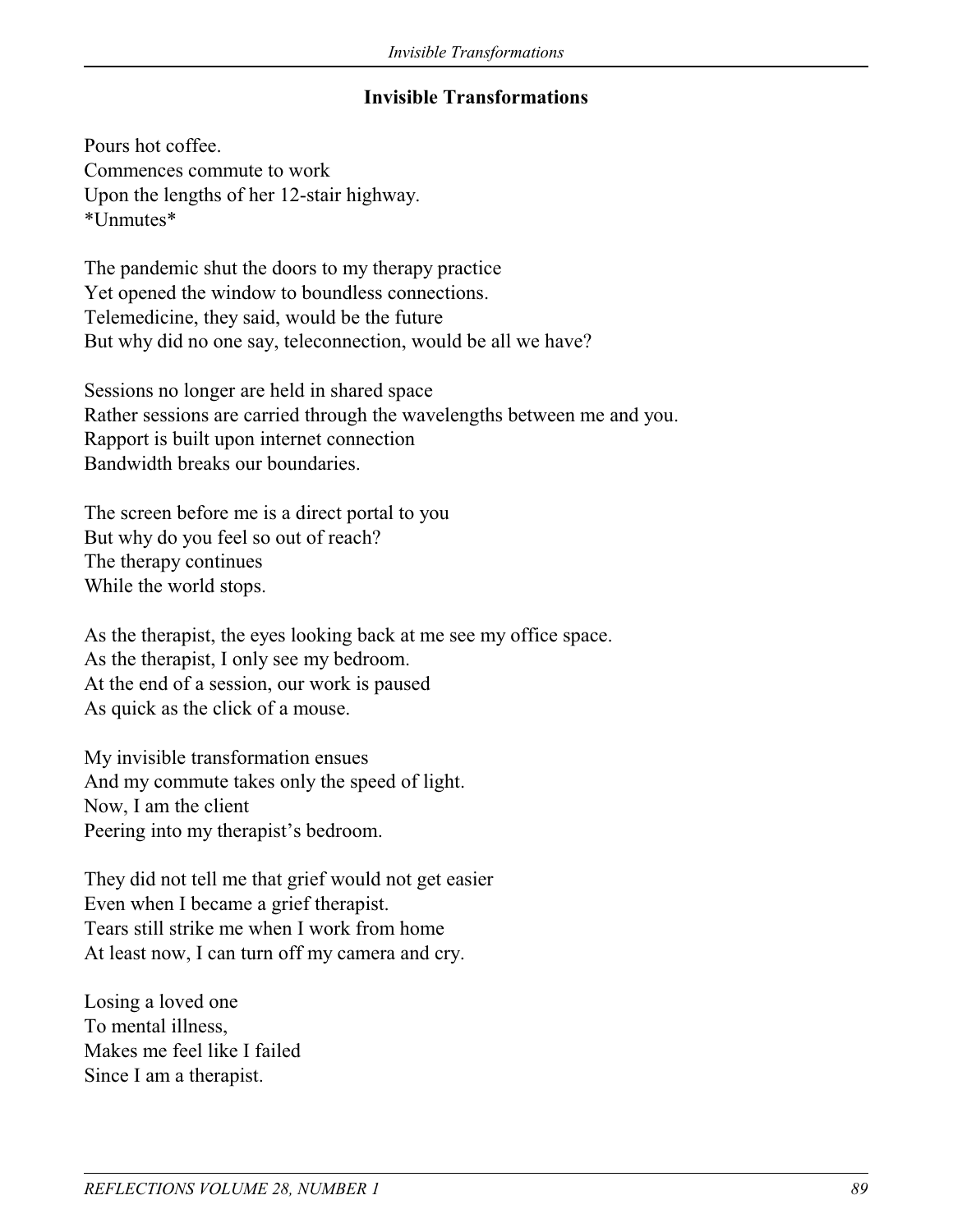## Invisible Transformations

Pours hot coffee.  
Commences commute to work  
Upon the lengths of her 12-stair highway.  
*Unmutes*

The pandemic shut the doors to my therapy practice  
Yet opened the window to boundless connections.  
Telemedicine, they said, would be the future  
But why did no one say, teleconnection, would be all we have?

Sessions no longer are held in shared space  
Rather sessions are carried through the wavelengths between me and you.  
Rapport is built upon internet connection  
Bandwidth breaks our boundaries.

The screen before me is a direct portal to you  
But why do you feel so out of reach?  
The therapy continues  
While the world stops.

As the therapist, the eyes looking back at me see my office space.  
As the therapist, I only see my bedroom.  
At the end of a session, our work is paused  
As quick as the click of a mouse.

My invisible transformation ensues  
And my commute takes only the speed of light.  
Now, I am the client  
Peering into my therapist's bedroom.

They did not tell me that grief would not get easier  
Even when I became a grief therapist.  
Tears still strike me when I work from home  
At least now, I can turn off my camera and cry.

Losing a loved one  
To mental illness,  
Makes me feel like I failed  
Since I am a therapist.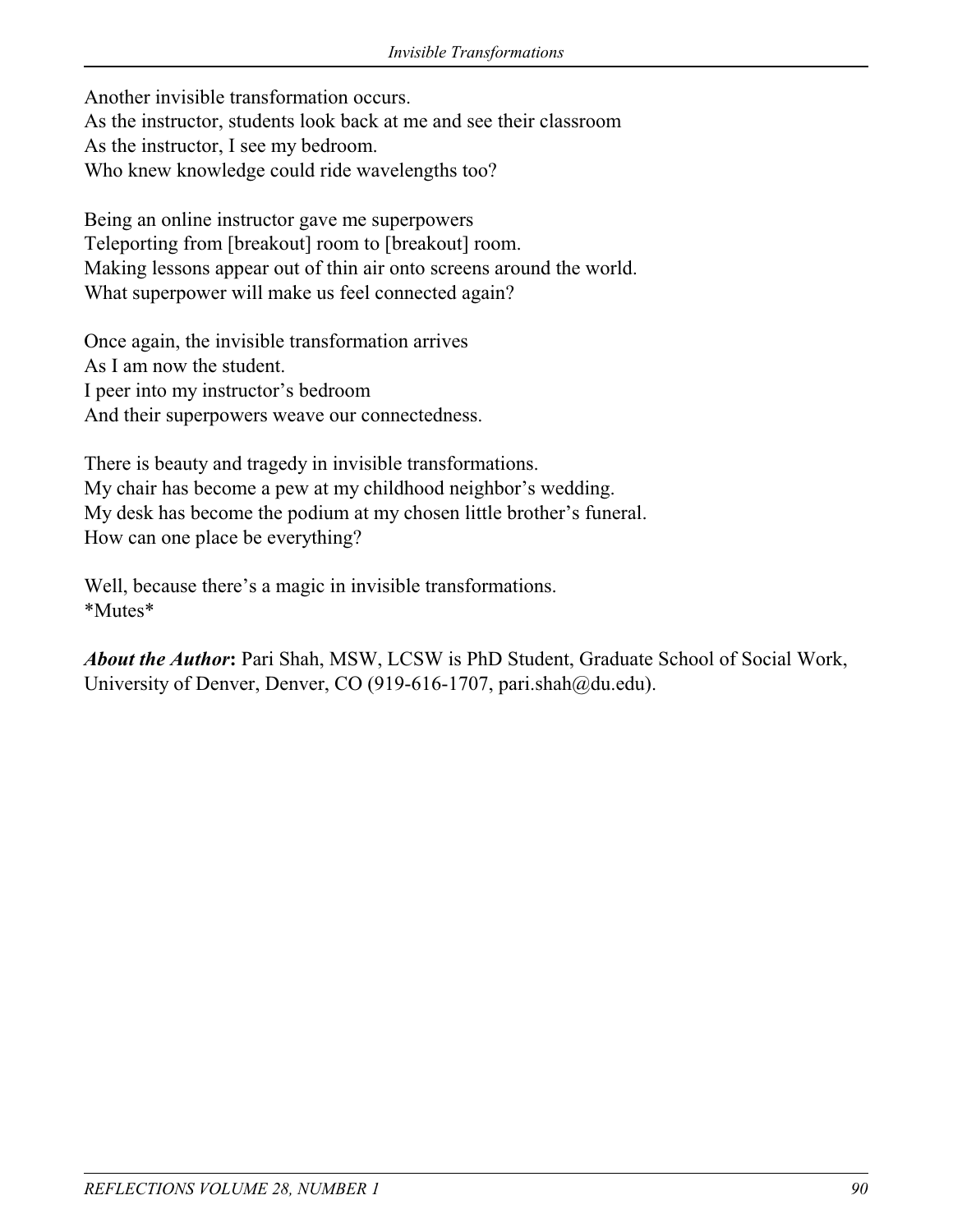Another invisible transformation occurs.
As the instructor, students look back at me and see their classroom
As the instructor, I see my bedroom.
Who knew knowledge could ride wavelengths too?

Being an online instructor gave me superpowers
Teleporting from [breakout] room to [breakout] room.
Making lessons appear out of thin air onto screens around the world.
What superpower will make us feel connected again?

Once again, the invisible transformation arrives
As I am now the student.
I peer into my instructor's bedroom
And their superpowers weave our connectedness.

There is beauty and tragedy in invisible transformations.
My chair has become a pew at my childhood neighbor's wedding.
My desk has become the podium at my chosen little brother's funeral.
How can one place be everything?

Well, because there's a magic in invisible transformations.
*Mutes*

***About the Author*:** Pari Shah, MSW, LCSW is PhD Student, Graduate School of Social Work, University of Denver, Denver, CO (919-616-1707, pari.shah@du.edu).